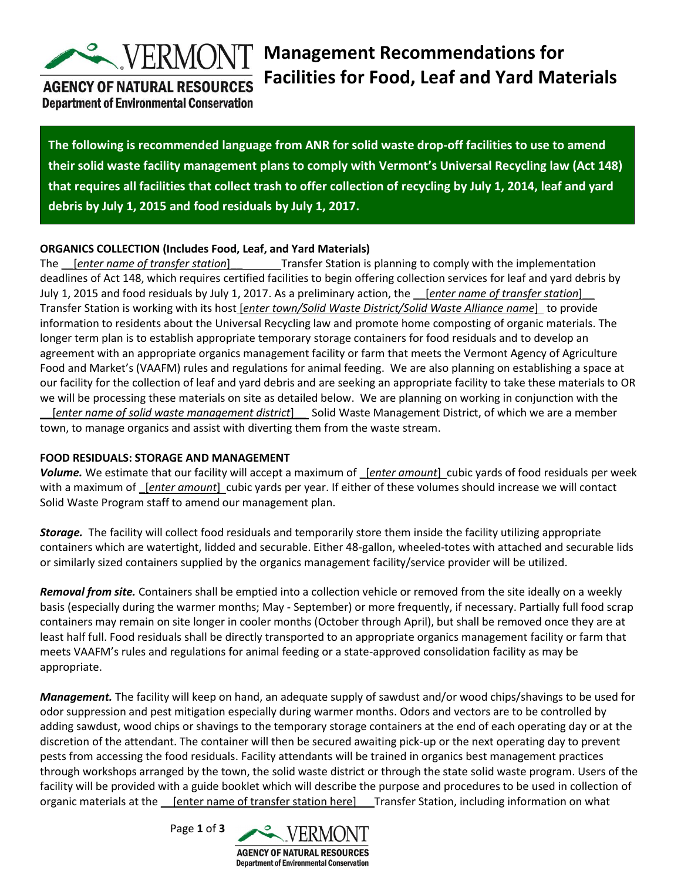# Management Recommendations for Facilities for Food, Leaf and Yard Materials

VERMONT AGENCY OF NATURAL RESOURCES
Department of Environmental Conservation

**The following is recommended language from ANR for solid waste drop-off facilities to use to amend their solid waste facility management plans to comply with Vermont's Universal Recycling law (Act 148) that requires all facilities that collect trash to offer collection of recycling by July 1, 2014, leaf and yard debris by July 1, 2015 and food residuals by July 1, 2017.**

**ORGANICS COLLECTION (Includes Food, Leaf, and Yard Materials)**

The __[*enter name of transfer station*]__ Transfer Station is planning to comply with the implementation deadlines of Act 148, which requires certified facilities to begin offering collection services for leaf and yard debris by July 1, 2015 and food residuals by July 1, 2017. As a preliminary action, the __[*enter name of transfer station*]__ Transfer Station is working with its host [*enter town/Solid Waste District/Solid Waste Alliance name*] to provide information to residents about the Universal Recycling law and promote home composting of organic materials. The longer term plan is to establish appropriate temporary storage containers for food residuals and to develop an agreement with an appropriate organics management facility or farm that meets the Vermont Agency of Agriculture Food and Market's (VAAFM) rules and regulations for animal feeding. We are also planning on establishing a space at our facility for the collection of leaf and yard debris and are seeking an appropriate facility to take these materials to OR we will be processing these materials on site as detailed below. We are planning on working in conjunction with the __[*enter name of solid waste management district*]__ Solid Waste Management District, of which we are a member town, to manage organics and assist with diverting them from the waste stream.

**FOOD RESIDUALS: STORAGE AND MANAGEMENT**

***Volume.*** We estimate that our facility will accept a maximum of _[*enter amount*]_ cubic yards of food residuals per week with a maximum of _[*enter amount*]_ cubic yards per year. If either of these volumes should increase we will contact Solid Waste Program staff to amend our management plan.

***Storage.*** The facility will collect food residuals and temporarily store them inside the facility utilizing appropriate containers which are watertight, lidded and securable. Either 48-gallon, wheeled-totes with attached and securable lids or similarly sized containers supplied by the organics management facility/service provider will be utilized.

***Removal from site.*** Containers shall be emptied into a collection vehicle or removed from the site ideally on a weekly basis (especially during the warmer months; May - September) or more frequently, if necessary. Partially full food scrap containers may remain on site longer in cooler months (October through April), but shall be removed once they are at least half full. Food residuals shall be directly transported to an appropriate organics management facility or farm that meets VAAFM's rules and regulations for animal feeding or a state-approved consolidation facility as may be appropriate.

***Management.*** The facility will keep on hand, an adequate supply of sawdust and/or wood chips/shavings to be used for odor suppression and pest mitigation especially during warmer months. Odors and vectors are to be controlled by adding sawdust, wood chips or shavings to the temporary storage containers at the end of each operating day or at the discretion of the attendant. The container will then be secured awaiting pick-up or the next operating day to prevent pests from accessing the food residuals. Facility attendants will be trained in organics best management practices through workshops arranged by the town, the solid waste district or through the state solid waste program. Users of the facility will be provided with a guide booklet which will describe the purpose and procedures to be used in collection of organic materials at the __[enter name of transfer station here]__ Transfer Station, including information on what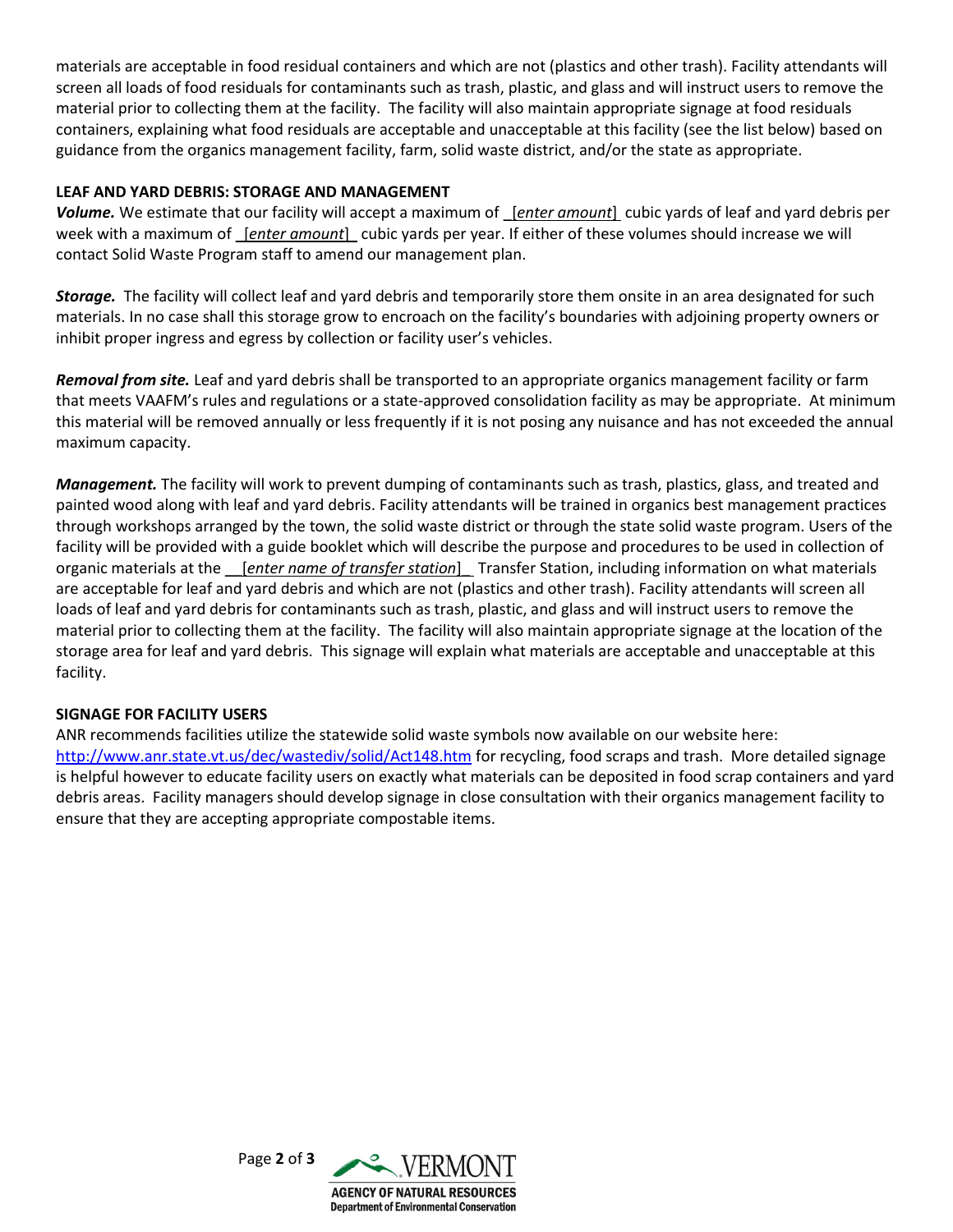materials are acceptable in food residual containers and which are not (plastics and other trash). Facility attendants will screen all loads of food residuals for contaminants such as trash, plastic, and glass and will instruct users to remove the material prior to collecting them at the facility. The facility will also maintain appropriate signage at food residuals containers, explaining what food residuals are acceptable and unacceptable at this facility (see the list below) based on guidance from the organics management facility, farm, solid waste district, and/or the state as appropriate.

**LEAF AND YARD DEBRIS: STORAGE AND MANAGEMENT**

***Volume.*** We estimate that our facility will accept a maximum of _[*enter amount*]_ cubic yards of leaf and yard debris per week with a maximum of _[*enter amount*]_ cubic yards per year. If either of these volumes should increase we will contact Solid Waste Program staff to amend our management plan.

***Storage.*** The facility will collect leaf and yard debris and temporarily store them onsite in an area designated for such materials. In no case shall this storage grow to encroach on the facility's boundaries with adjoining property owners or inhibit proper ingress and egress by collection or facility user's vehicles.

***Removal from site.*** Leaf and yard debris shall be transported to an appropriate organics management facility or farm that meets VAAFM's rules and regulations or a state-approved consolidation facility as may be appropriate. At minimum this material will be removed annually or less frequently if it is not posing any nuisance and has not exceeded the annual maximum capacity.

***Management.*** The facility will work to prevent dumping of contaminants such as trash, plastics, glass, and treated and painted wood along with leaf and yard debris. Facility attendants will be trained in organics best management practices through workshops arranged by the town, the solid waste district or through the state solid waste program. Users of the facility will be provided with a guide booklet which will describe the purpose and procedures to be used in collection of organic materials at the __[*enter name of transfer station*]__ Transfer Station, including information on what materials are acceptable for leaf and yard debris and which are not (plastics and other trash). Facility attendants will screen all loads of leaf and yard debris for contaminants such as trash, plastic, and glass and will instruct users to remove the material prior to collecting them at the facility. The facility will also maintain appropriate signage at the location of the storage area for leaf and yard debris. This signage will explain what materials are acceptable and unacceptable at this facility.

**SIGNAGE FOR FACILITY USERS**

ANR recommends facilities utilize the statewide solid waste symbols now available on our website here: [http://www.anr.state.vt.us/dec/wastediv/solid/Act148.htm](http://www.anr.state.vt.us/dec/wastediv/solid/Act148.htm) for recycling, food scraps and trash. More detailed signage is helpful however to educate facility users on exactly what materials can be deposited in food scrap containers and yard debris areas. Facility managers should develop signage in close consultation with their organics management facility to ensure that they are accepting appropriate compostable items.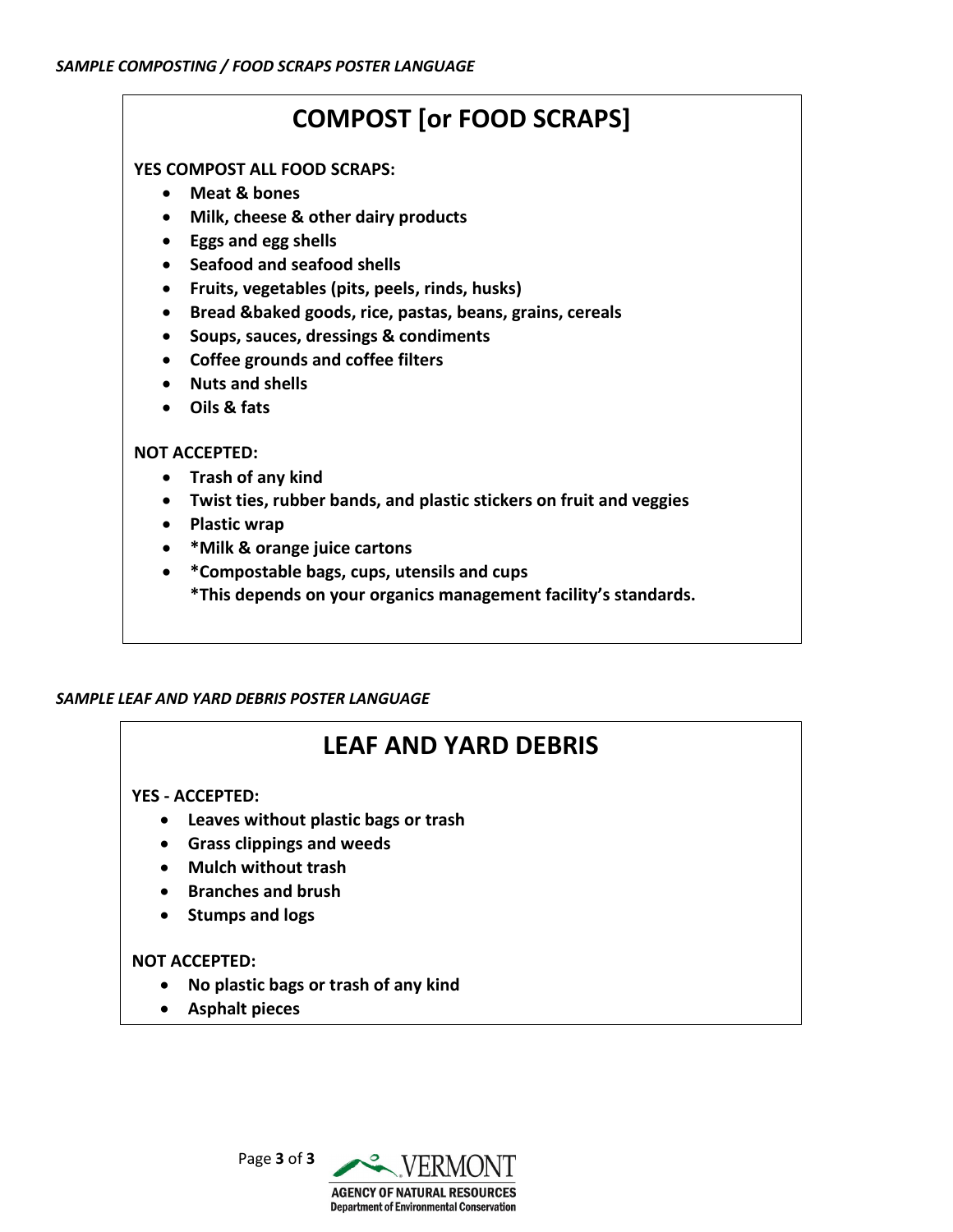*SAMPLE COMPOSTING / FOOD SCRAPS POSTER LANGUAGE*

## COMPOST [or FOOD SCRAPS]

**YES COMPOST ALL FOOD SCRAPS:**

- **Meat & bones**
- **Milk, cheese & other dairy products**
- **Eggs and egg shells**
- **Seafood and seafood shells**
- **Fruits, vegetables (pits, peels, rinds, husks)**
- **Bread &baked goods, rice, pastas, beans, grains, cereals**
- **Soups, sauces, dressings & condiments**
- **Coffee grounds and coffee filters**
- **Nuts and shells**
- **Oils & fats**

**NOT ACCEPTED:**

- **Trash of any kind**
- **Twist ties, rubber bands, and plastic stickers on fruit and veggies**
- **Plastic wrap**
- **\*Milk & orange juice cartons**
- **\*Compostable bags, cups, utensils and cups**
  **\*This depends on your organics management facility's standards.**

*SAMPLE LEAF AND YARD DEBRIS POSTER LANGUAGE*

## LEAF AND YARD DEBRIS

**YES - ACCEPTED:**

- **Leaves without plastic bags or trash**
- **Grass clippings and weeds**
- **Mulch without trash**
- **Branches and brush**
- **Stumps and logs**

**NOT ACCEPTED:**

- **No plastic bags or trash of any kind**
- **Asphalt pieces**

VERMONT
AGENCY OF NATURAL RESOURCES
Department of Environmental Conservation